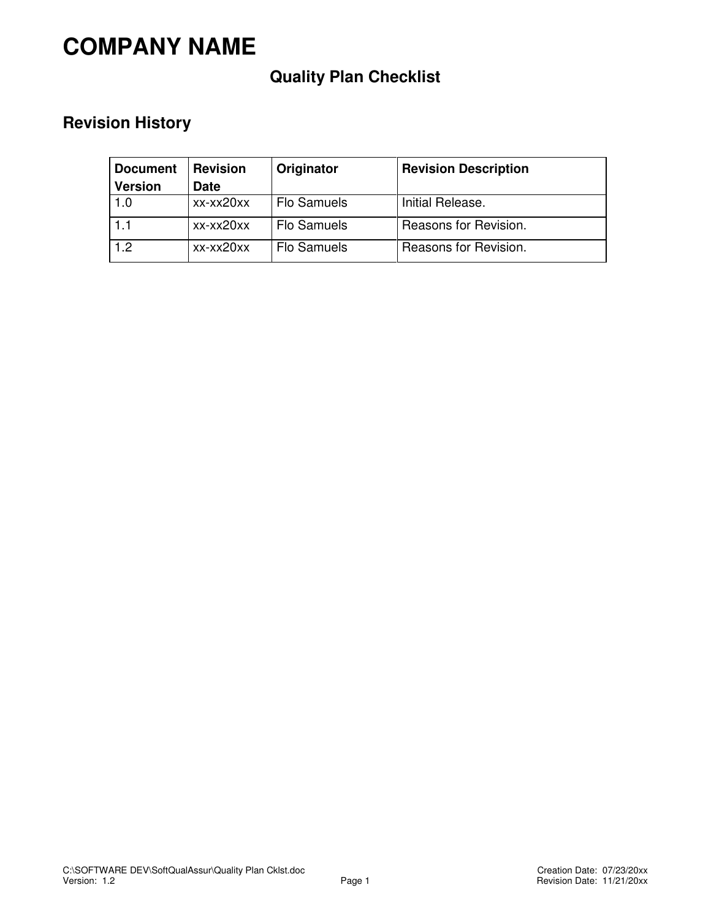# COMPANY NAME

## Quality Plan Checklist

## Revision History

| Document Version | Revision Date | Originator | Revision Description |
|---|---|---|---|
| 1.0 | xx-xx20xx | Flo Samuels | Initial Release. |
| 1.1 | xx-xx20xx | Flo Samuels | Reasons for Revision. |
| 1.2 | xx-xx20xx | Flo Samuels | Reasons for Revision. |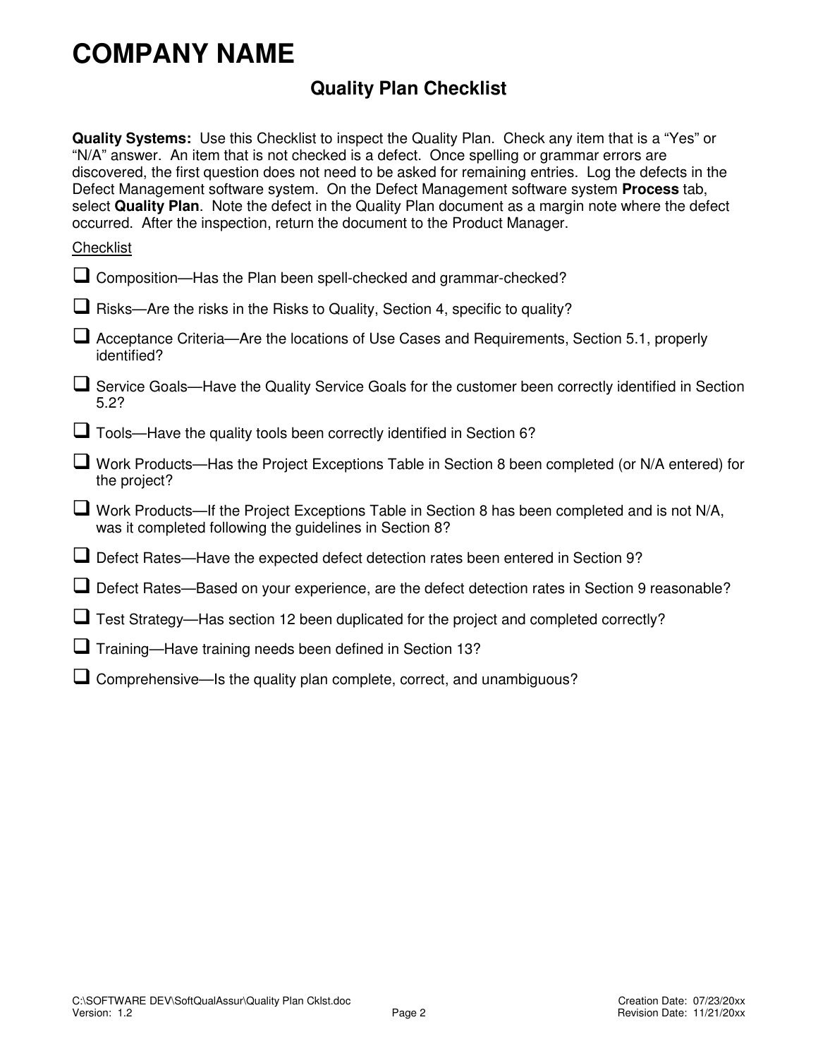# COMPANY NAME

## Quality Plan Checklist

**Quality Systems:** Use this Checklist to inspect the Quality Plan. Check any item that is a "Yes" or "N/A" answer. An item that is not checked is a defect. Once spelling or grammar errors are discovered, the first question does not need to be asked for remaining entries. Log the defects in the Defect Management software system. On the Defect Management software system **Process** tab, select **Quality Plan**. Note the defect in the Quality Plan document as a margin note where the defect occurred. After the inspection, return the document to the Product Manager.

Checklist

- [ ] Composition—Has the Plan been spell-checked and grammar-checked?
- [ ] Risks—Are the risks in the Risks to Quality, Section 4, specific to quality?
- [ ] Acceptance Criteria—Are the locations of Use Cases and Requirements, Section 5.1, properly identified?
- [ ] Service Goals—Have the Quality Service Goals for the customer been correctly identified in Section 5.2?
- [ ] Tools—Have the quality tools been correctly identified in Section 6?
- [ ] Work Products—Has the Project Exceptions Table in Section 8 been completed (or N/A entered) for the project?
- [ ] Work Products—If the Project Exceptions Table in Section 8 has been completed and is not N/A, was it completed following the guidelines in Section 8?
- [ ] Defect Rates—Have the expected defect detection rates been entered in Section 9?
- [ ] Defect Rates—Based on your experience, are the defect detection rates in Section 9 reasonable?
- [ ] Test Strategy—Has section 12 been duplicated for the project and completed correctly?
- [ ] Training—Have training needs been defined in Section 13?
- [ ] Comprehensive—Is the quality plan complete, correct, and unambiguous?